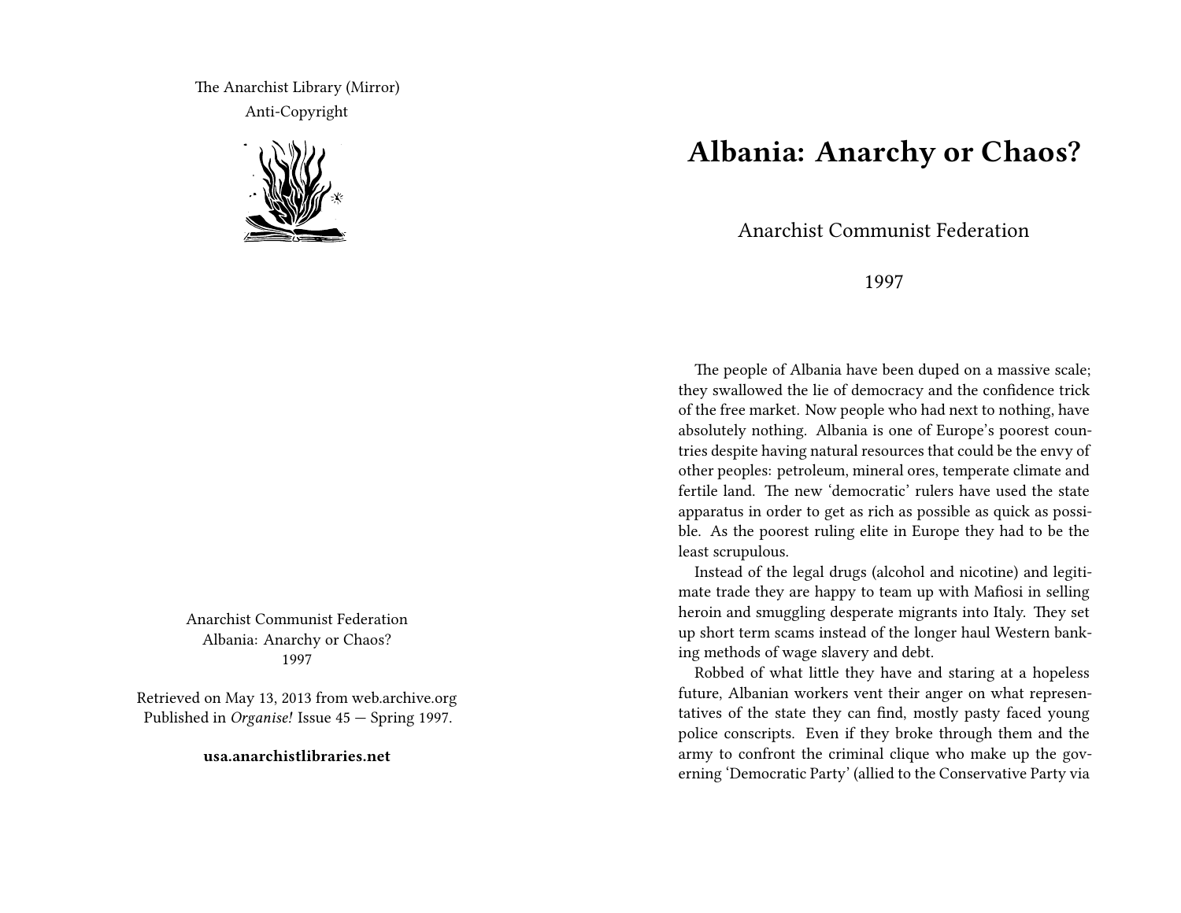The Anarchist Library (Mirror)
Anti-Copyright

Anarchist Communist Federation
Albania: Anarchy or Chaos?
1997

Retrieved on May 13, 2013 from web.archive.org
Published in *Organise!* Issue 45 — Spring 1997.

**usa.anarchistlibraries.net**

# Albania: Anarchy or Chaos?

Anarchist Communist Federation

1997

The people of Albania have been duped on a massive scale; they swallowed the lie of democracy and the confidence trick of the free market. Now people who had next to nothing, have absolutely nothing. Albania is one of Europe's poorest countries despite having natural resources that could be the envy of other peoples: petroleum, mineral ores, temperate climate and fertile land. The new 'democratic' rulers have used the state apparatus in order to get as rich as possible as quick as possible. As the poorest ruling elite in Europe they had to be the least scrupulous.

Instead of the legal drugs (alcohol and nicotine) and legitimate trade they are happy to team up with Mafiosi in selling heroin and smuggling desperate migrants into Italy. They set up short term scams instead of the longer haul Western banking methods of wage slavery and debt.

Robbed of what little they have and staring at a hopeless future, Albanian workers vent their anger on what representatives of the state they can find, mostly pasty faced young police conscripts. Even if they broke through them and the army to confront the criminal clique who make up the governing 'Democratic Party' (allied to the Conservative Party via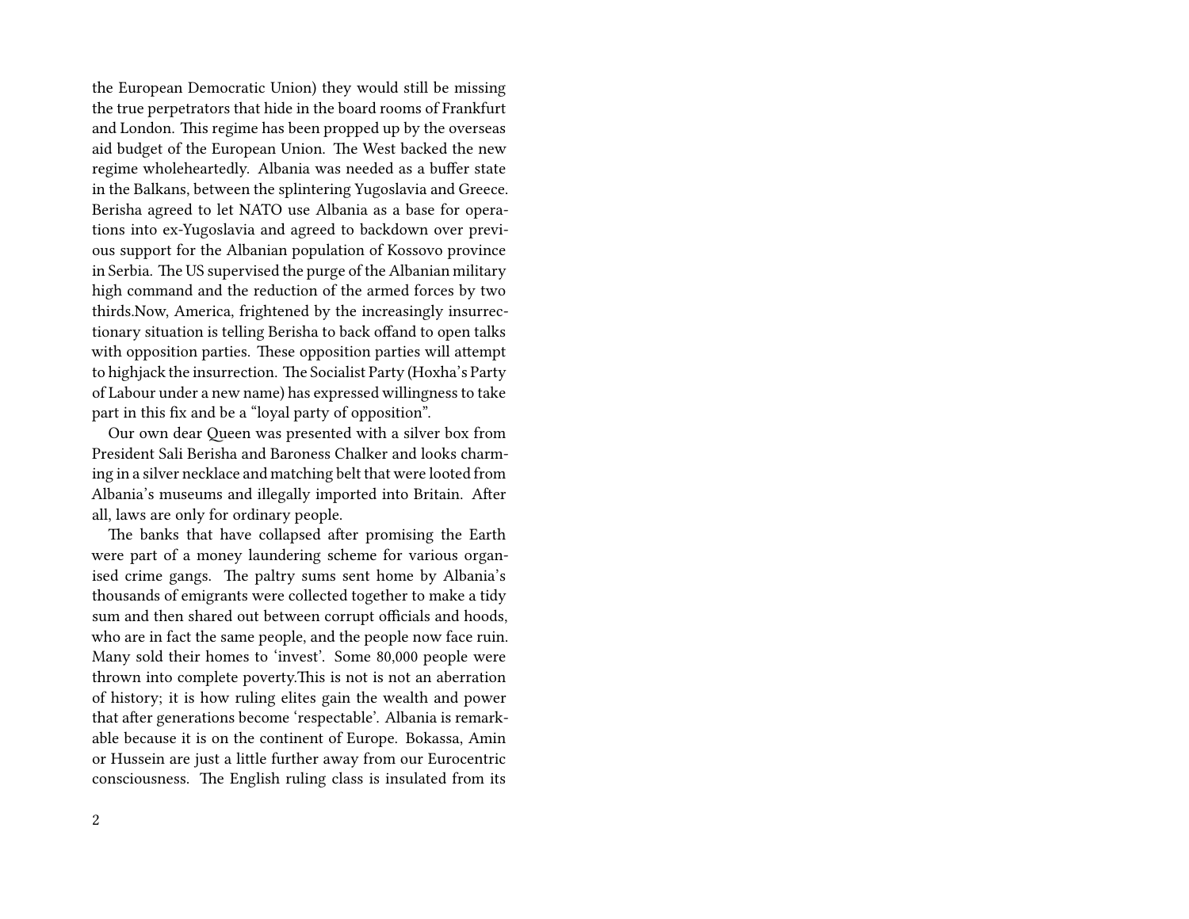the European Democratic Union) they would still be missing the true perpetrators that hide in the board rooms of Frankfurt and London. This regime has been propped up by the overseas aid budget of the European Union. The West backed the new regime wholeheartedly. Albania was needed as a buffer state in the Balkans, between the splintering Yugoslavia and Greece. Berisha agreed to let NATO use Albania as a base for operations into ex-Yugoslavia and agreed to backdown over previous support for the Albanian population of Kossovo province in Serbia. The US supervised the purge of the Albanian military high command and the reduction of the armed forces by two thirds.Now, America, frightened by the increasingly insurrectionary situation is telling Berisha to back offand to open talks with opposition parties. These opposition parties will attempt to highjack the insurrection. The Socialist Party (Hoxha's Party of Labour under a new name) has expressed willingness to take part in this fix and be a "loyal party of opposition".

Our own dear Queen was presented with a silver box from President Sali Berisha and Baroness Chalker and looks charming in a silver necklace and matching belt that were looted from Albania's museums and illegally imported into Britain. After all, laws are only for ordinary people.

The banks that have collapsed after promising the Earth were part of a money laundering scheme for various organised crime gangs. The paltry sums sent home by Albania's thousands of emigrants were collected together to make a tidy sum and then shared out between corrupt officials and hoods, who are in fact the same people, and the people now face ruin. Many sold their homes to 'invest'. Some 80,000 people were thrown into complete poverty.This is not is not an aberration of history; it is how ruling elites gain the wealth and power that after generations become 'respectable'. Albania is remarkable because it is on the continent of Europe. Bokassa, Amin or Hussein are just a little further away from our Eurocentric consciousness. The English ruling class is insulated from its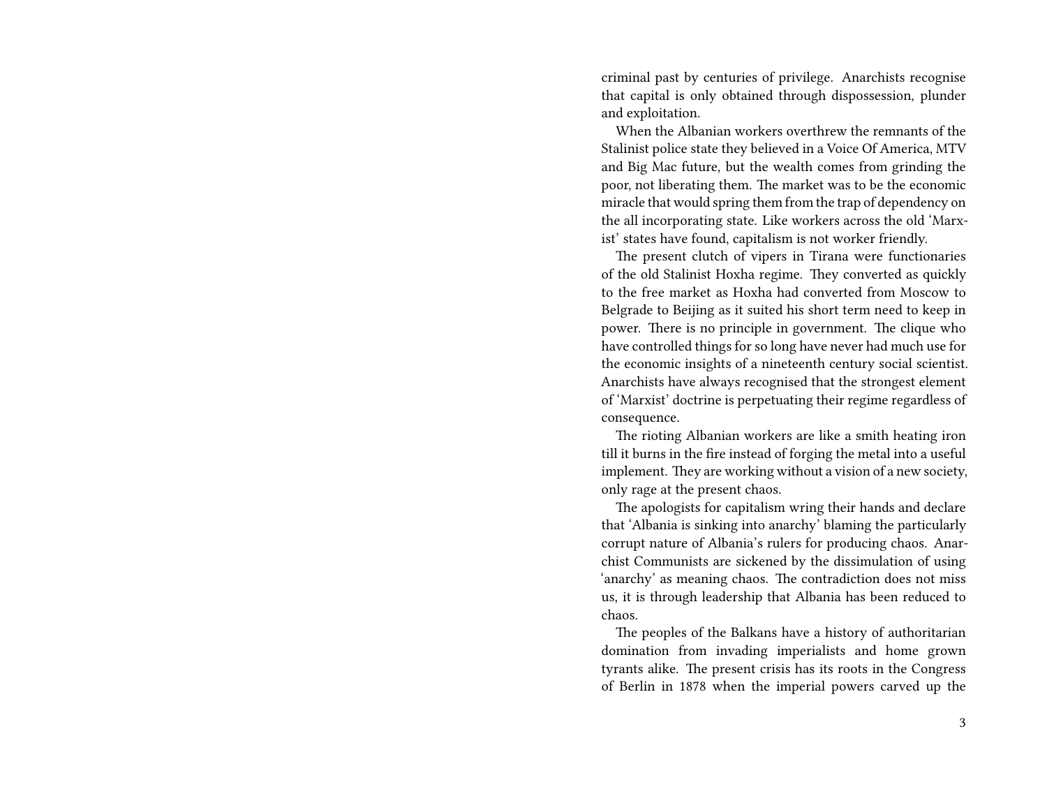criminal past by centuries of privilege. Anarchists recognise that capital is only obtained through dispossession, plunder and exploitation.

When the Albanian workers overthrew the remnants of the Stalinist police state they believed in a Voice Of America, MTV and Big Mac future, but the wealth comes from grinding the poor, not liberating them. The market was to be the economic miracle that would spring them from the trap of dependency on the all incorporating state. Like workers across the old 'Marxist' states have found, capitalism is not worker friendly.

The present clutch of vipers in Tirana were functionaries of the old Stalinist Hoxha regime. They converted as quickly to the free market as Hoxha had converted from Moscow to Belgrade to Beijing as it suited his short term need to keep in power. There is no principle in government. The clique who have controlled things for so long have never had much use for the economic insights of a nineteenth century social scientist. Anarchists have always recognised that the strongest element of 'Marxist' doctrine is perpetuating their regime regardless of consequence.

The rioting Albanian workers are like a smith heating iron till it burns in the fire instead of forging the metal into a useful implement. They are working without a vision of a new society, only rage at the present chaos.

The apologists for capitalism wring their hands and declare that 'Albania is sinking into anarchy' blaming the particularly corrupt nature of Albania's rulers for producing chaos. Anarchist Communists are sickened by the dissimulation of using 'anarchy' as meaning chaos. The contradiction does not miss us, it is through leadership that Albania has been reduced to chaos.

The peoples of the Balkans have a history of authoritarian domination from invading imperialists and home grown tyrants alike. The present crisis has its roots in the Congress of Berlin in 1878 when the imperial powers carved up the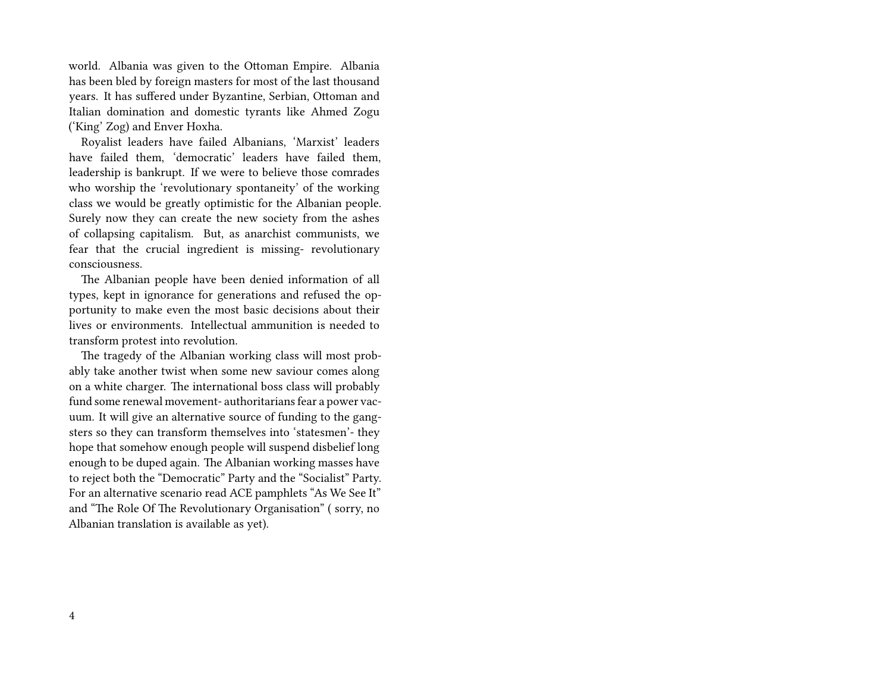world. Albania was given to the Ottoman Empire. Albania has been bled by foreign masters for most of the last thousand years. It has suffered under Byzantine, Serbian, Ottoman and Italian domination and domestic tyrants like Ahmed Zogu ('King' Zog) and Enver Hoxha.

Royalist leaders have failed Albanians, 'Marxist' leaders have failed them, 'democratic' leaders have failed them, leadership is bankrupt. If we were to believe those comrades who worship the 'revolutionary spontaneity' of the working class we would be greatly optimistic for the Albanian people. Surely now they can create the new society from the ashes of collapsing capitalism. But, as anarchist communists, we fear that the crucial ingredient is missing- revolutionary consciousness.

The Albanian people have been denied information of all types, kept in ignorance for generations and refused the opportunity to make even the most basic decisions about their lives or environments. Intellectual ammunition is needed to transform protest into revolution.

The tragedy of the Albanian working class will most probably take another twist when some new saviour comes along on a white charger. The international boss class will probably fund some renewal movement- authoritarians fear a power vacuum. It will give an alternative source of funding to the gangsters so they can transform themselves into 'statesmen'- they hope that somehow enough people will suspend disbelief long enough to be duped again. The Albanian working masses have to reject both the "Democratic" Party and the "Socialist" Party. For an alternative scenario read ACE pamphlets "As We See It" and "The Role Of The Revolutionary Organisation" ( sorry, no Albanian translation is available as yet).